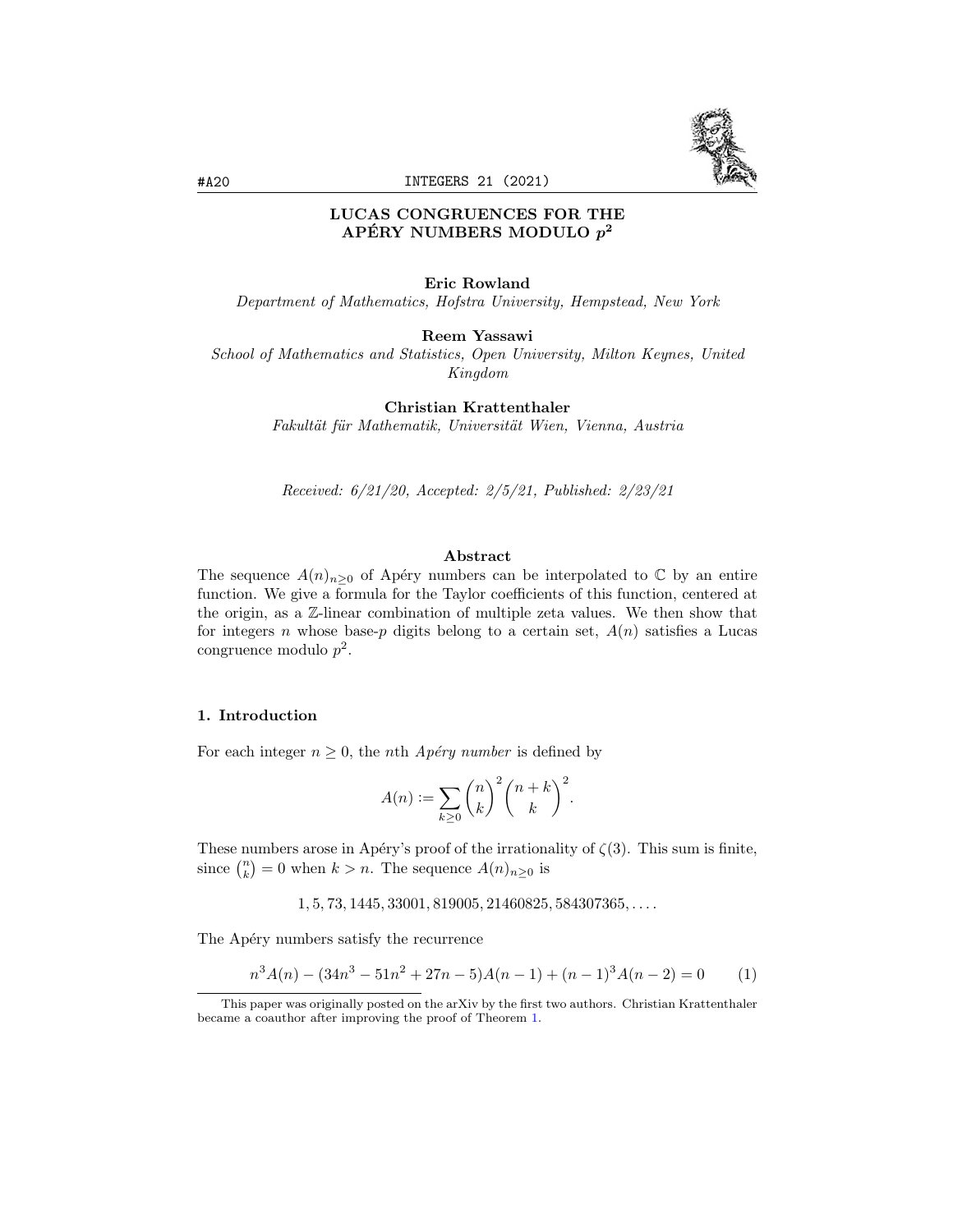# LUCAS CONGRUENCES FOR THE APÉRY NUMBERS MODULO $p^2$

**Eric Rowland**
*Department of Mathematics, Hofstra University, Hempstead, New York*

**Reem Yassawi**
*School of Mathematics and Statistics, Open University, Milton Keynes, United Kingdom*

**Christian Krattenthaler**
*Fakultät für Mathematik, Universität Wien, Vienna, Austria*

*Received: 6/21/20, Accepted: 2/5/21, Published: 2/23/21*

### Abstract

The sequence $A(n)_{n\geq 0}$ of Apéry numbers can be interpolated to $\mathbb{C}$ by an entire function. We give a formula for the Taylor coefficients of this function, centered at the origin, as a $\mathbb{Z}$-linear combination of multiple zeta values. We then show that for integers $n$ whose base-$p$ digits belong to a certain set, $A(n)$ satisfies a Lucas congruence modulo $p^2$.

## 1. Introduction

For each integer $n \geq 0$, the $n$th *Apéry number* is defined by

$$A(n) := \sum_{k\geq 0} \binom{n}{k}^2 \binom{n+k}{k}^2.$$

These numbers arose in Apéry's proof of the irrationality of $\zeta(3)$. This sum is finite, since $\binom{n}{k} = 0$ when $k > n$. The sequence $A(n)_{n\geq 0}$ is

$$1, 5, 73, 1445, 33001, 819005, 21460825, 584307365, \ldots.$$

The Apéry numbers satisfy the recurrence

$$n^3 A(n) - (34n^3 - 51n^2 + 27n - 5)A(n-1) + (n-1)^3 A(n-2) = 0 \qquad (1)$$

This paper was originally posted on the arXiv by the first two authors. Christian Krattenthaler became a coauthor after improving the proof of Theorem 1.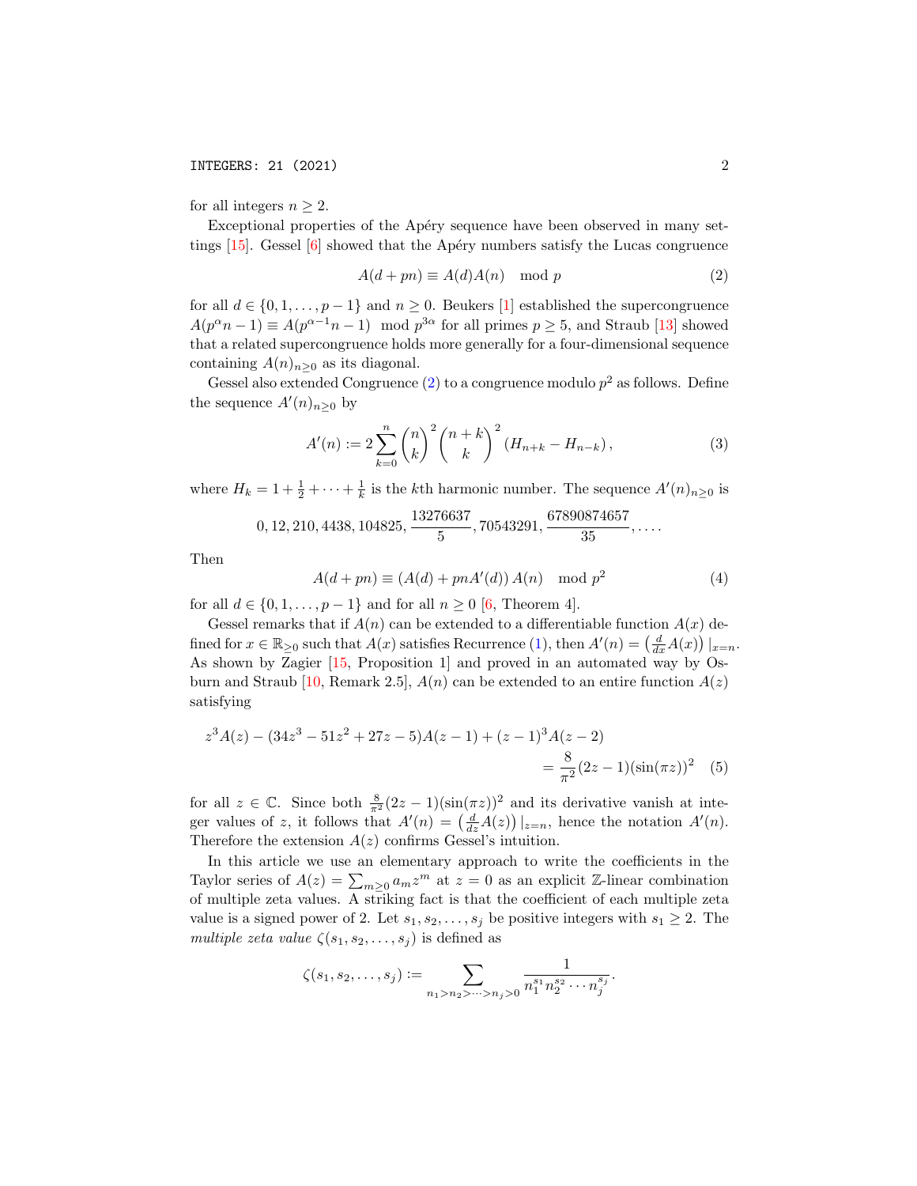for all integers $n \geq 2$.

Exceptional properties of the Apéry sequence have been observed in many settings [15]. Gessel [6] showed that the Apéry numbers satisfy the Lucas congruence

$$A(d + pn) \equiv A(d)A(n) \mod p \tag{2}$$

for all $d \in \{0, 1, \ldots, p-1\}$ and $n \geq 0$. Beukers [1] established the supercongruence $A(p^\alpha n - 1) \equiv A(p^{\alpha-1}n - 1) \mod p^{3\alpha}$ for all primes $p \geq 5$, and Straub [13] showed that a related supercongruence holds more generally for a four-dimensional sequence containing $A(n)_{n\geq 0}$ as its diagonal.

Gessel also extended Congruence (2) to a congruence modulo $p^2$ as follows. Define the sequence $A'(n)_{n\geq 0}$ by

$$A'(n) := 2\sum_{k=0}^{n} \binom{n}{k}^2 \binom{n+k}{k}^2 (H_{n+k} - H_{n-k}), \tag{3}$$

where $H_k = 1 + \frac{1}{2} + \cdots + \frac{1}{k}$ is the $k$th harmonic number. The sequence $A'(n)_{n\geq 0}$ is

$$0, 12, 210, 4438, 104825, \frac{13276637}{5}, 70543291, \frac{67890874657}{35}, \ldots.$$

Then

$$A(d + pn) \equiv (A(d) + pnA'(d))\, A(n) \mod p^2 \tag{4}$$

for all $d \in \{0, 1, \ldots, p-1\}$ and for all $n \geq 0$ [6, Theorem 4].

Gessel remarks that if $A(n)$ can be extended to a differentiable function $A(x)$ defined for $x \in \mathbb{R}_{\geq 0}$ such that $A(x)$ satisfies Recurrence (1), then $A'(n) = \left(\frac{d}{dx}A(x)\right)|_{x=n}$. As shown by Zagier [15, Proposition 1] and proved in an automated way by Osburn and Straub [10, Remark 2.5], $A(n)$ can be extended to an entire function $A(z)$ satisfying

$$z^3 A(z) - (34z^3 - 51z^2 + 27z - 5)A(z-1) + (z-1)^3 A(z-2) = \frac{8}{\pi^2}(2z-1)(\sin(\pi z))^2 \tag{5}$$

for all $z \in \mathbb{C}$. Since both $\frac{8}{\pi^2}(2z-1)(\sin(\pi z))^2$ and its derivative vanish at integer values of $z$, it follows that $A'(n) = \left(\frac{d}{dz}A(z)\right)|_{z=n}$, hence the notation $A'(n)$. Therefore the extension $A(z)$ confirms Gessel's intuition.

In this article we use an elementary approach to write the coefficients in the Taylor series of $A(z) = \sum_{m\geq 0} a_m z^m$ at $z = 0$ as an explicit $\mathbb{Z}$-linear combination of multiple zeta values. A striking fact is that the coefficient of each multiple zeta value is a signed power of 2. Let $s_1, s_2, \ldots, s_j$ be positive integers with $s_1 \geq 2$. The *multiple zeta value* $\zeta(s_1, s_2, \ldots, s_j)$ is defined as

$$\zeta(s_1, s_2, \ldots, s_j) := \sum_{n_1 > n_2 > \cdots > n_j > 0} \frac{1}{n_1^{s_1} n_2^{s_2} \cdots n_j^{s_j}}.$$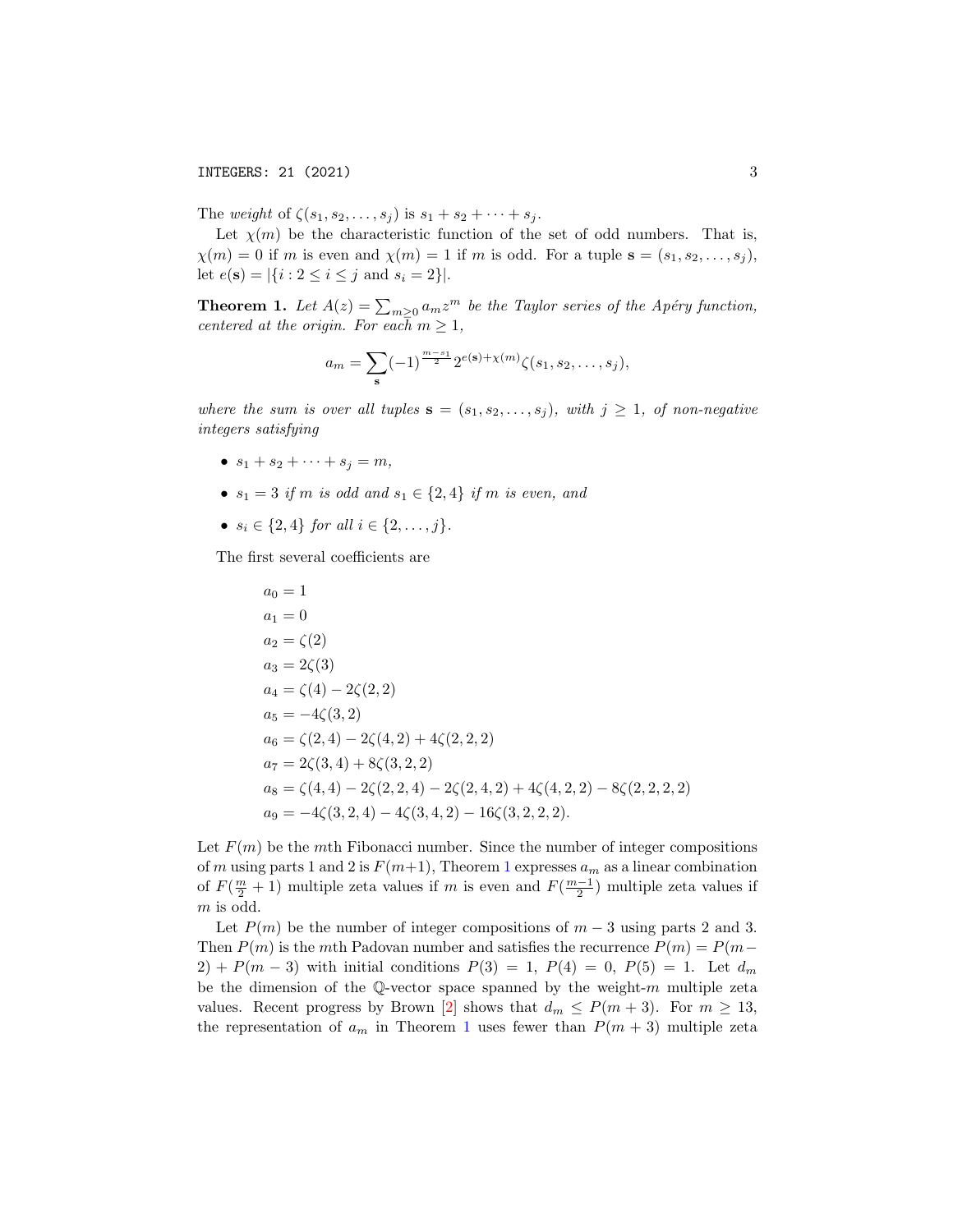The *weight* of $\zeta(s_1, s_2, \ldots, s_j)$ is $s_1 + s_2 + \cdots + s_j$.

Let $\chi(m)$ be the characteristic function of the set of odd numbers. That is, $\chi(m) = 0$ if $m$ is even and $\chi(m) = 1$ if $m$ is odd. For a tuple $\mathbf{s} = (s_1, s_2, \ldots, s_j)$, let $e(\mathbf{s}) = |\{i : 2 \le i \le j \text{ and } s_i = 2\}|$.

**Theorem 1.** *Let $A(z) = \sum_{m \ge 0} a_m z^m$ be the Taylor series of the Apéry function, centered at the origin. For each $m \ge 1$,*

$$a_m = \sum_{\mathbf{s}} (-1)^{\frac{m-s_1}{2}} 2^{e(\mathbf{s})+\chi(m)} \zeta(s_1, s_2, \ldots, s_j),$$

*where the sum is over all tuples $\mathbf{s} = (s_1, s_2, \ldots, s_j)$, with $j \ge 1$, of non-negative integers satisfying*

- $s_1 + s_2 + \cdots + s_j = m$,
- $s_1 = 3$ *if $m$ is odd and $s_1 \in \{2, 4\}$ if $m$ is even, and*
- $s_i \in \{2, 4\}$ *for all $i \in \{2, \ldots, j\}$.*

The first several coefficients are

$$
\begin{aligned}
a_0 &= 1 \\
a_1 &= 0 \\
a_2 &= \zeta(2) \\
a_3 &= 2\zeta(3) \\
a_4 &= \zeta(4) - 2\zeta(2,2) \\
a_5 &= -4\zeta(3,2) \\
a_6 &= \zeta(2,4) - 2\zeta(4,2) + 4\zeta(2,2,2) \\
a_7 &= 2\zeta(3,4) + 8\zeta(3,2,2) \\
a_8 &= \zeta(4,4) - 2\zeta(2,2,4) - 2\zeta(2,4,2) + 4\zeta(4,2,2) - 8\zeta(2,2,2,2) \\
a_9 &= -4\zeta(3,2,4) - 4\zeta(3,4,2) - 16\zeta(3,2,2,2).
\end{aligned}
$$

Let $F(m)$ be the $m$th Fibonacci number. Since the number of integer compositions of $m$ using parts 1 and 2 is $F(m+1)$, Theorem 1 expresses $a_m$ as a linear combination of $F(\frac{m}{2}+1)$ multiple zeta values if $m$ is even and $F(\frac{m-1}{2})$ multiple zeta values if $m$ is odd.

Let $P(m)$ be the number of integer compositions of $m-3$ using parts 2 and 3. Then $P(m)$ is the $m$th Padovan number and satisfies the recurrence $P(m) = P(m-2) + P(m-3)$ with initial conditions $P(3) = 1$, $P(4) = 0$, $P(5) = 1$. Let $d_m$ be the dimension of the $\mathbb{Q}$-vector space spanned by the weight-$m$ multiple zeta values. Recent progress by Brown [2] shows that $d_m \le P(m+3)$. For $m \ge 13$, the representation of $a_m$ in Theorem 1 uses fewer than $P(m+3)$ multiple zeta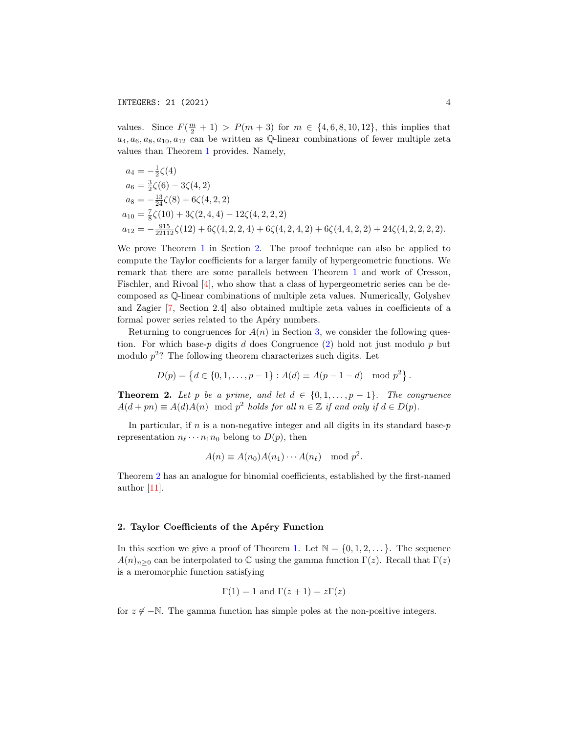values. Since $F(\frac{m}{2}+1) > P(m+3)$ for $m \in \{4, 6, 8, 10, 12\}$, this implies that $a_4, a_6, a_8, a_{10}, a_{12}$ can be written as $\mathbb{Q}$-linear combinations of fewer multiple zeta values than Theorem 1 provides. Namely,

$$
\begin{aligned}
a_4 &= -\tfrac{1}{2}\zeta(4) \\
a_6 &= \tfrac{3}{2}\zeta(6) - 3\zeta(4,2) \\
a_8 &= -\tfrac{13}{24}\zeta(8) + 6\zeta(4,2,2) \\
a_{10} &= \tfrac{7}{8}\zeta(10) + 3\zeta(2,4,4) - 12\zeta(4,2,2,2) \\
a_{12} &= -\tfrac{915}{22112}\zeta(12) + 6\zeta(4,2,2,4) + 6\zeta(4,2,4,2) + 6\zeta(4,4,2,2) + 24\zeta(4,2,2,2,2).
\end{aligned}
$$

We prove Theorem 1 in Section 2. The proof technique can also be applied to compute the Taylor coefficients for a larger family of hypergeometric functions. We remark that there are some parallels between Theorem 1 and work of Cresson, Fischler, and Rivoal [4], who show that a class of hypergeometric series can be decomposed as $\mathbb{Q}$-linear combinations of multiple zeta values. Numerically, Golyshev and Zagier [7, Section 2.4] also obtained multiple zeta values in coefficients of a formal power series related to the Apéry numbers.

Returning to congruences for $A(n)$ in Section 3, we consider the following question. For which base-$p$ digits $d$ does Congruence (2) hold not just modulo $p$ but modulo $p^2$? The following theorem characterizes such digits. Let

$$
D(p) = \left\{ d \in \{0, 1, \ldots, p-1\} : A(d) \equiv A(p-1-d) \mod p^2 \right\}.
$$

**Theorem 2.** *Let $p$ be a prime, and let $d \in \{0, 1, \ldots, p-1\}$. The congruence $A(d + pn) \equiv A(d)A(n) \mod p^2$ holds for all $n \in \mathbb{Z}$ if and only if $d \in D(p)$.*

In particular, if $n$ is a non-negative integer and all digits in its standard base-$p$ representation $n_\ell \cdots n_1 n_0$ belong to $D(p)$, then

$$
A(n) \equiv A(n_0)A(n_1)\cdots A(n_\ell) \mod p^2.
$$

Theorem 2 has an analogue for binomial coefficients, established by the first-named author [11].

## 2. Taylor Coefficients of the Apéry Function

In this section we give a proof of Theorem 1. Let $\mathbb{N} = \{0, 1, 2, \ldots\}$. The sequence $A(n)_{n\geq 0}$ can be interpolated to $\mathbb{C}$ using the gamma function $\Gamma(z)$. Recall that $\Gamma(z)$ is a meromorphic function satisfying

$$
\Gamma(1) = 1 \text{ and } \Gamma(z+1) = z\Gamma(z)
$$

for $z \notin -\mathbb{N}$. The gamma function has simple poles at the non-positive integers.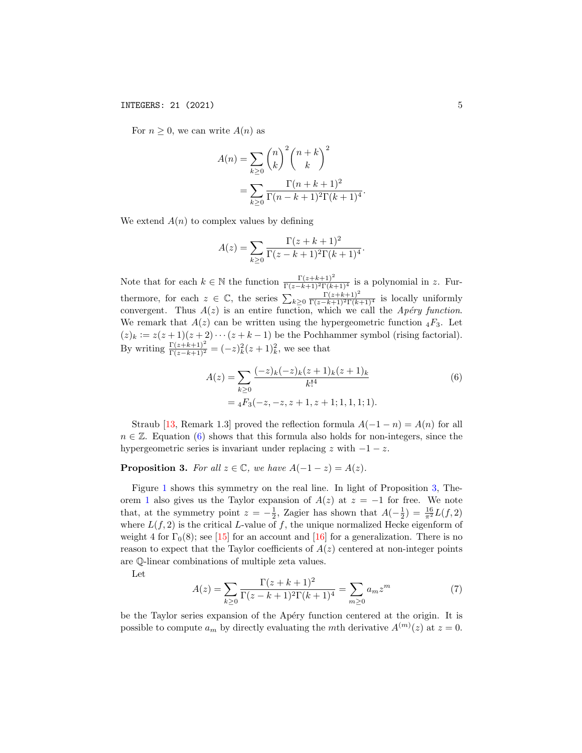For $n \geq 0$, we can write $A(n)$ as

$$
\begin{aligned}
A(n) &= \sum_{k\geq 0} \binom{n}{k}^2 \binom{n+k}{k}^2 \\
&= \sum_{k\geq 0} \frac{\Gamma(n+k+1)^2}{\Gamma(n-k+1)^2\Gamma(k+1)^4}.
\end{aligned}
$$

We extend $A(n)$ to complex values by defining

$$
A(z) = \sum_{k\geq 0} \frac{\Gamma(z+k+1)^2}{\Gamma(z-k+1)^2\Gamma(k+1)^4}.
$$

Note that for each $k \in \mathbb{N}$ the function $\frac{\Gamma(z+k+1)^2}{\Gamma(z-k+1)^2\Gamma(k+1)^4}$ is a polynomial in $z$. Furthermore, for each $z \in \mathbb{C}$, the series $\sum_{k\geq 0} \frac{\Gamma(z+k+1)^2}{\Gamma(z-k+1)^2\Gamma(k+1)^4}$ is locally uniformly convergent. Thus $A(z)$ is an entire function, which we call the *Apéry function*. We remark that $A(z)$ can be written using the hypergeometric function ${}_4F_3$. Let $(z)_k := z(z+1)(z+2)\cdots(z+k-1)$ be the Pochhammer symbol (rising factorial). By writing $\frac{\Gamma(z+k+1)^2}{\Gamma(z-k+1)^2} = (-z)_k^2(z+1)_k^2$, we see that

$$
\begin{aligned}
A(z) &= \sum_{k\geq 0} \frac{(-z)_k(-z)_k(z+1)_k(z+1)_k}{k!^4} \\
&= {}_4F_3(-z,-z,z+1,z+1;1,1,1;1).
\end{aligned} \tag{6}
$$

Straub [13, Remark 1.3] proved the reflection formula $A(-1-n) = A(n)$ for all $n \in \mathbb{Z}$. Equation (6) shows that this formula also holds for non-integers, since the hypergeometric series is invariant under replacing $z$ with $-1-z$.

**Proposition 3.** *For all $z \in \mathbb{C}$, we have $A(-1-z) = A(z)$.*

Figure 1 shows this symmetry on the real line. In light of Proposition 3, Theorem 1 also gives us the Taylor expansion of $A(z)$ at $z = -1$ for free. We note that, at the symmetry point $z = -\frac{1}{2}$, Zagier has shown that $A(-\frac{1}{2}) = \frac{16}{\pi^2}L(f,2)$ where $L(f,2)$ is the critical $L$-value of $f$, the unique normalized Hecke eigenform of weight 4 for $\Gamma_0(8)$; see [15] for an account and [16] for a generalization. There is no reason to expect that the Taylor coefficients of $A(z)$ centered at non-integer points are $\mathbb{Q}$-linear combinations of multiple zeta values.

Let

$$
A(z) = \sum_{k\geq 0} \frac{\Gamma(z+k+1)^2}{\Gamma(z-k+1)^2\Gamma(k+1)^4} = \sum_{m\geq 0} a_m z^m \tag{7}
$$

be the Taylor series expansion of the Apéry function centered at the origin. It is possible to compute $a_m$ by directly evaluating the $m$th derivative $A^{(m)}(z)$ at $z = 0$.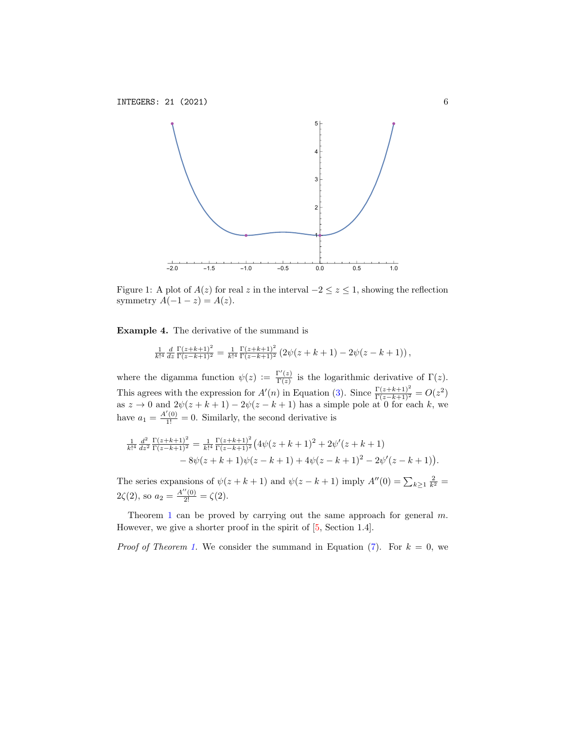Figure 1: A plot of $A(z)$ for real $z$ in the interval $-2 \leq z \leq 1$, showing the reflection symmetry $A(-1-z) = A(z)$.

**Example 4.** The derivative of the summand is

$$\frac{1}{k!^4} \frac{d}{dz} \frac{\Gamma(z+k+1)^2}{\Gamma(z-k+1)^2} = \frac{1}{k!^4} \frac{\Gamma(z+k+1)^2}{\Gamma(z-k+1)^2} \left(2\psi(z+k+1) - 2\psi(z-k+1)\right),$$

where the digamma function $\psi(z) := \frac{\Gamma'(z)}{\Gamma(z)}$ is the logarithmic derivative of $\Gamma(z)$. This agrees with the expression for $A'(n)$ in Equation (3). Since $\frac{\Gamma(z+k+1)^2}{\Gamma(z-k+1)^2} = O(z^2)$ as $z \to 0$ and $2\psi(z+k+1) - 2\psi(z-k+1)$ has a simple pole at 0 for each $k$, we have $a_1 = \frac{A'(0)}{1!} = 0$. Similarly, the second derivative is

$$\begin{aligned}\frac{1}{k!^4} \frac{d^2}{dz^2} \frac{\Gamma(z+k+1)^2}{\Gamma(z-k+1)^2} = \frac{1}{k!^4} \frac{\Gamma(z+k+1)^2}{\Gamma(z-k+1)^2} \big(&4\psi(z+k+1)^2 + 2\psi'(z+k+1) \\ &- 8\psi(z+k+1)\psi(z-k+1) + 4\psi(z-k+1)^2 - 2\psi'(z-k+1)\big).\end{aligned}$$

The series expansions of $\psi(z+k+1)$ and $\psi(z-k+1)$ imply $A''(0) = \sum_{k \geq 1} \frac{2}{k^2} = 2\zeta(2)$, so $a_2 = \frac{A''(0)}{2!} = \zeta(2)$.

Theorem 1 can be proved by carrying out the same approach for general $m$. However, we give a shorter proof in the spirit of [5, Section 1.4].

*Proof of Theorem 1.* We consider the summand in Equation (7). For $k = 0$, we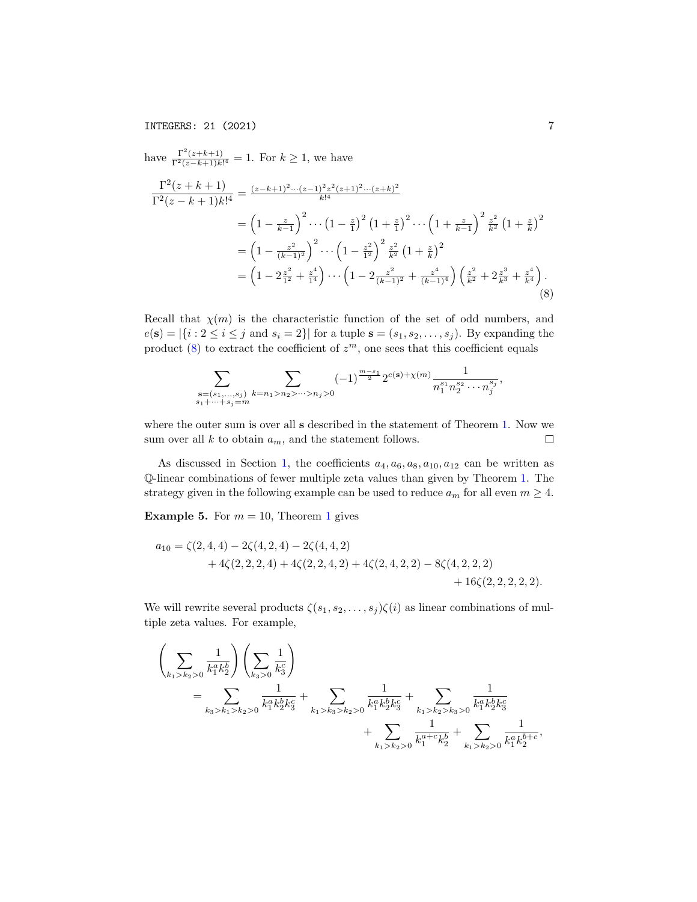have $\frac{\Gamma^2(z+k+1)}{\Gamma^2(z-k+1)k!^4} = 1$. For $k \geq 1$, we have

$$
\begin{aligned}
\frac{\Gamma^2(z+k+1)}{\Gamma^2(z-k+1)k!^4} &= \frac{(z-k+1)^2\cdots(z-1)^2 z^2 (z+1)^2\cdots(z+k)^2}{k!^4} \\
&= \left(1-\tfrac{z}{k-1}\right)^2 \cdots \left(1-\tfrac{z}{1}\right)^2 \left(1+\tfrac{z}{1}\right)^2 \cdots \left(1+\tfrac{z}{k-1}\right)^2 \tfrac{z^2}{k^2}\left(1+\tfrac{z}{k}\right)^2 \\
&= \left(1-\tfrac{z^2}{(k-1)^2}\right)^2 \cdots \left(1-\tfrac{z^2}{1^2}\right)^2 \tfrac{z^2}{k^2}\left(1+\tfrac{z}{k}\right)^2 \\
&= \left(1-2\tfrac{z^2}{1^2}+\tfrac{z^4}{1^4}\right)\cdots\left(1-2\tfrac{z^2}{(k-1)^2}+\tfrac{z^4}{(k-1)^4}\right)\left(\tfrac{z^2}{k^2}+2\tfrac{z^3}{k^3}+\tfrac{z^4}{k^4}\right).
\end{aligned} \tag{8}
$$

Recall that $\chi(m)$ is the characteristic function of the set of odd numbers, and $e(\mathbf{s}) = |\{i : 2 \leq i \leq j \text{ and } s_i = 2\}|$ for a tuple $\mathbf{s} = (s_1, s_2, \ldots, s_j)$. By expanding the product (8) to extract the coefficient of $z^m$, one sees that this coefficient equals

$$
\sum_{\substack{\mathbf{s}=(s_1,\ldots,s_j)\\ s_1+\cdots+s_j=m}} \sum_{k=n_1>n_2>\cdots>n_j>0} (-1)^{\frac{m-s_1}{2}} 2^{e(\mathbf{s})+\chi(m)} \frac{1}{n_1^{s_1} n_2^{s_2}\cdots n_j^{s_j}},
$$

where the outer sum is over all $\mathbf{s}$ described in the statement of Theorem 1. Now we sum over all $k$ to obtain $a_m$, and the statement follows. $\square$

As discussed in Section 1, the coefficients $a_4, a_6, a_8, a_{10}, a_{12}$ can be written as $\mathbb{Q}$-linear combinations of fewer multiple zeta values than given by Theorem 1. The strategy given in the following example can be used to reduce $a_m$ for all even $m \geq 4$.

**Example 5.** For $m = 10$, Theorem 1 gives

$$
\begin{aligned}
a_{10} = \zeta(2,4,4) &- 2\zeta(4,2,4) - 2\zeta(4,4,2) \\
&+ 4\zeta(2,2,2,4) + 4\zeta(2,2,4,2) + 4\zeta(2,4,2,2) - 8\zeta(4,2,2,2) \\
&+ 16\zeta(2,2,2,2,2).
\end{aligned}
$$

We will rewrite several products $\zeta(s_1, s_2, \ldots, s_j)\zeta(i)$ as linear combinations of multiple zeta values. For example,

$$
\begin{aligned}
\left(\sum_{k_1>k_2>0} \frac{1}{k_1^a k_2^b}\right)\left(\sum_{k_3>0} \frac{1}{k_3^c}\right)
&= \sum_{k_3>k_1>k_2>0} \frac{1}{k_1^a k_2^b k_3^c} + \sum_{k_1>k_3>k_2>0} \frac{1}{k_1^a k_2^b k_3^c} + \sum_{k_1>k_2>k_3>0} \frac{1}{k_1^a k_2^b k_3^c} \\
&\quad + \sum_{k_1>k_2>0} \frac{1}{k_1^{a+c} k_2^b} + \sum_{k_1>k_2>0} \frac{1}{k_1^a k_2^{b+c}},
\end{aligned}
$$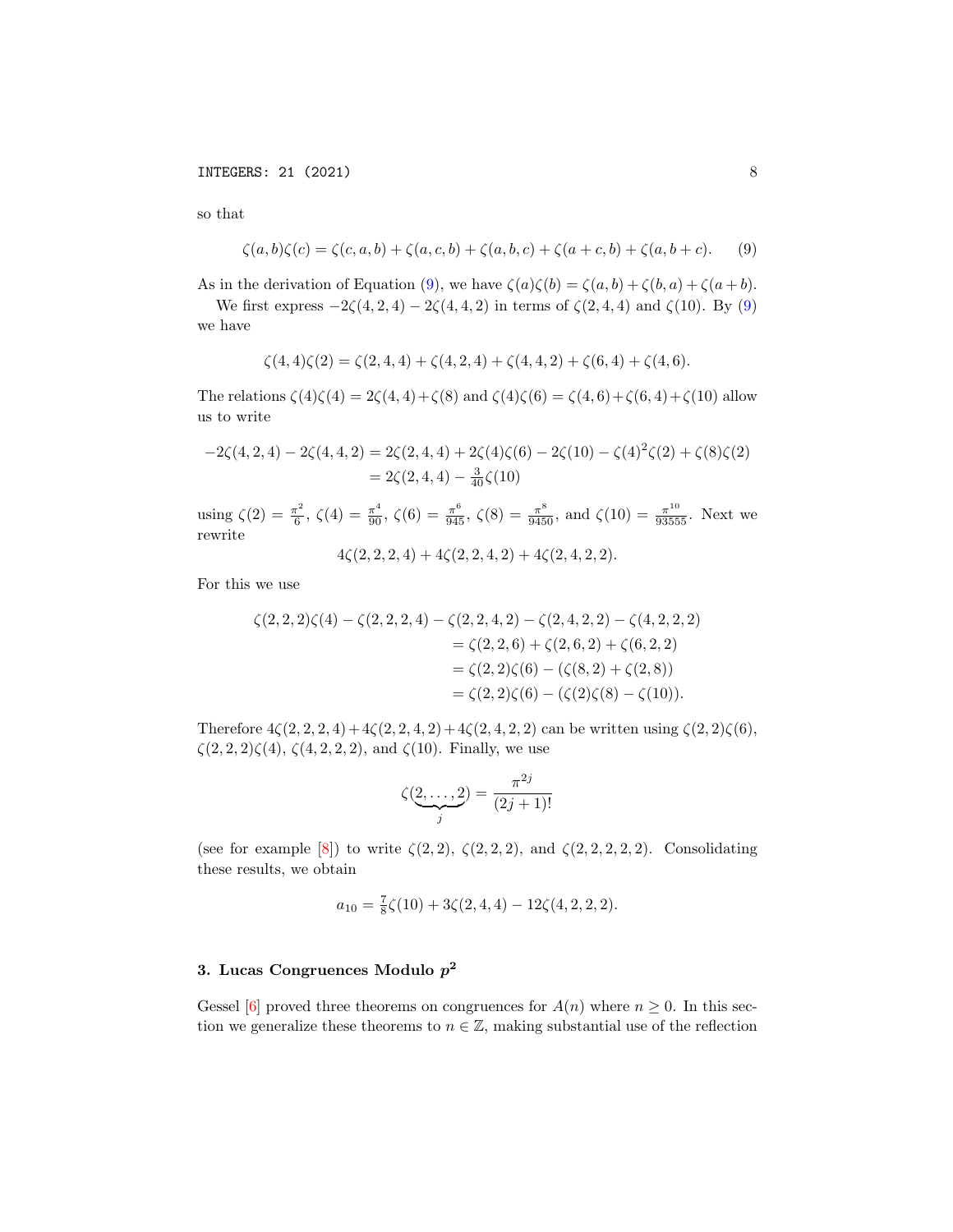so that

$$\zeta(a,b)\zeta(c) = \zeta(c,a,b) + \zeta(a,c,b) + \zeta(a,b,c) + \zeta(a+c,b) + \zeta(a,b+c). \tag{9}$$

As in the derivation of Equation (9), we have $\zeta(a)\zeta(b) = \zeta(a,b) + \zeta(b,a) + \zeta(a+b)$.

We first express $-2\zeta(4,2,4) - 2\zeta(4,4,2)$ in terms of $\zeta(2,4,4)$ and $\zeta(10)$. By (9) we have

$$\zeta(4,4)\zeta(2) = \zeta(2,4,4) + \zeta(4,2,4) + \zeta(4,4,2) + \zeta(6,4) + \zeta(4,6).$$

The relations $\zeta(4)\zeta(4) = 2\zeta(4,4) + \zeta(8)$ and $\zeta(4)\zeta(6) = \zeta(4,6) + \zeta(6,4) + \zeta(10)$ allow us to write

$$\begin{aligned}
-2\zeta(4,2,4) - 2\zeta(4,4,2) &= 2\zeta(2,4,4) + 2\zeta(4)\zeta(6) - 2\zeta(10) - \zeta(4)^2\zeta(2) + \zeta(8)\zeta(2) \\
&= 2\zeta(2,4,4) - \tfrac{3}{40}\zeta(10)
\end{aligned}$$

using $\zeta(2) = \frac{\pi^2}{6}$, $\zeta(4) = \frac{\pi^4}{90}$, $\zeta(6) = \frac{\pi^6}{945}$, $\zeta(8) = \frac{\pi^8}{9450}$, and $\zeta(10) = \frac{\pi^{10}}{93555}$. Next we rewrite

$$4\zeta(2,2,2,4) + 4\zeta(2,2,4,2) + 4\zeta(2,4,2,2).$$

For this we use

$$\begin{aligned}
\zeta(2,2,2)\zeta(4) - \zeta(2,2,2,4) - \zeta(2,2,4,2) - \zeta(2,4,2,2) - \zeta(4,2,2,2) \\
= \zeta(2,2,6) + \zeta(2,6,2) + \zeta(6,2,2) \\
= \zeta(2,2)\zeta(6) - (\zeta(8,2) + \zeta(2,8)) \\
= \zeta(2,2)\zeta(6) - (\zeta(2)\zeta(8) - \zeta(10)).
\end{aligned}$$

Therefore $4\zeta(2,2,2,4) + 4\zeta(2,2,4,2) + 4\zeta(2,4,2,2)$ can be written using $\zeta(2,2)\zeta(6)$, $\zeta(2,2,2)\zeta(4)$, $\zeta(4,2,2,2)$, and $\zeta(10)$. Finally, we use

$$\zeta(\underbrace{2,\ldots,2}_{j}) = \frac{\pi^{2j}}{(2j+1)!}$$

(see for example [8]) to write $\zeta(2,2)$, $\zeta(2,2,2)$, and $\zeta(2,2,2,2,2)$. Consolidating these results, we obtain

$$a_{10} = \tfrac{7}{8}\zeta(10) + 3\zeta(2,4,4) - 12\zeta(4,2,2,2).$$

## 3. Lucas Congruences Modulo $p^2$

Gessel [6] proved three theorems on congruences for $A(n)$ where $n \geq 0$. In this section we generalize these theorems to $n \in \mathbb{Z}$, making substantial use of the reflection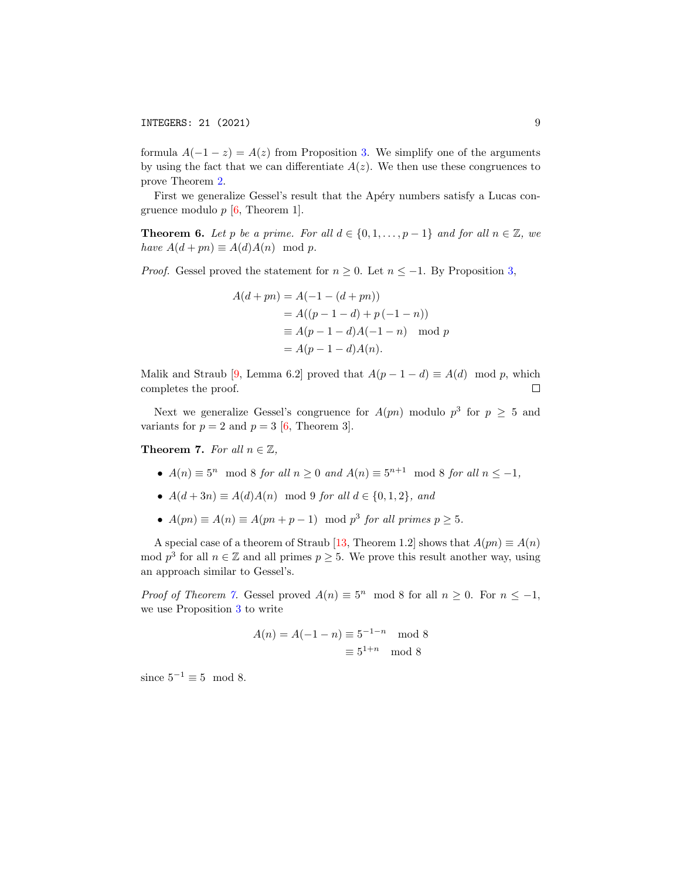formula $A(-1-z) = A(z)$ from Proposition 3. We simplify one of the arguments by using the fact that we can differentiate $A(z)$. We then use these congruences to prove Theorem 2.

First we generalize Gessel's result that the Apéry numbers satisfy a Lucas congruence modulo $p$ [6, Theorem 1].

**Theorem 6.** *Let $p$ be a prime. For all $d \in \{0, 1, \ldots, p-1\}$ and for all $n \in \mathbb{Z}$, we have $A(d + pn) \equiv A(d)A(n) \mod p$.*

*Proof.* Gessel proved the statement for $n \geq 0$. Let $n \leq -1$. By Proposition 3,

$$\begin{aligned} A(d + pn) &= A(-1 - (d + pn)) \\ &= A((p - 1 - d) + p(-1 - n)) \\ &\equiv A(p - 1 - d)A(-1 - n) \mod p \\ &= A(p - 1 - d)A(n). \end{aligned}$$

Malik and Straub [9, Lemma 6.2] proved that $A(p - 1 - d) \equiv A(d) \mod p$, which completes the proof. $\square$

Next we generalize Gessel's congruence for $A(pn)$ modulo $p^3$ for $p \geq 5$ and variants for $p = 2$ and $p = 3$ [6, Theorem 3].

**Theorem 7.** *For all $n \in \mathbb{Z}$,*

- *$A(n) \equiv 5^n \mod 8$ for all $n \geq 0$ and $A(n) \equiv 5^{n+1} \mod 8$ for all $n \leq -1$,*
- *$A(d + 3n) \equiv A(d)A(n) \mod 9$ for all $d \in \{0, 1, 2\}$, and*
- *$A(pn) \equiv A(n) \equiv A(pn + p - 1) \mod p^3$ for all primes $p \geq 5$.*

A special case of a theorem of Straub [13, Theorem 1.2] shows that $A(pn) \equiv A(n) \mod p^3$ for all $n \in \mathbb{Z}$ and all primes $p \geq 5$. We prove this result another way, using an approach similar to Gessel's.

*Proof of Theorem 7.* Gessel proved $A(n) \equiv 5^n \mod 8$ for all $n \geq 0$. For $n \leq -1$, we use Proposition 3 to write

$$\begin{aligned} A(n) = A(-1 - n) &\equiv 5^{-1-n} \mod 8 \\ &\equiv 5^{1+n} \mod 8 \end{aligned}$$

since $5^{-1} \equiv 5 \mod 8$.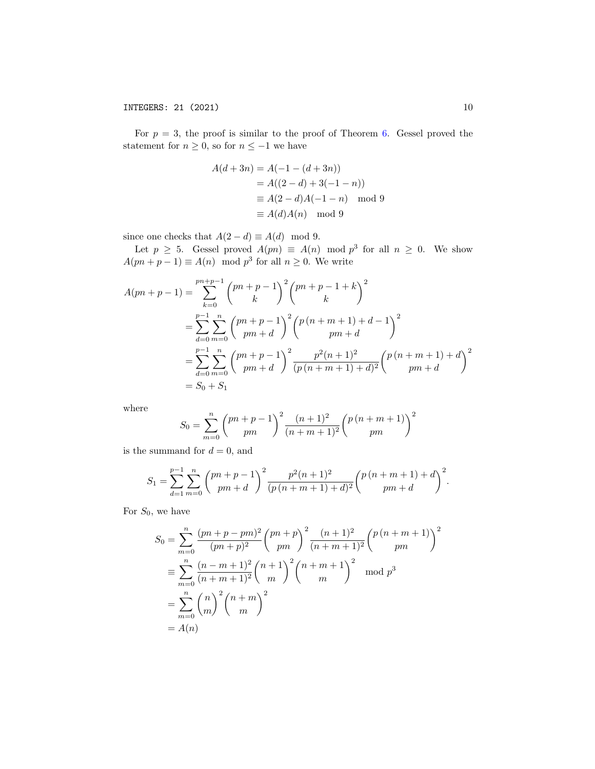For $p = 3$, the proof is similar to the proof of Theorem 6. Gessel proved the statement for $n \geq 0$, so for $n \leq -1$ we have

$$\begin{aligned}
A(d+3n) &= A(-1-(d+3n)) \\
&= A((2-d)+3(-1-n)) \\
&\equiv A(2-d)A(-1-n) \mod 9 \\
&\equiv A(d)A(n) \mod 9
\end{aligned}$$

since one checks that $A(2-d) \equiv A(d) \mod 9$.

Let $p \geq 5$. Gessel proved $A(pn) \equiv A(n) \mod p^3$ for all $n \geq 0$. We show $A(pn+p-1) \equiv A(n) \mod p^3$ for all $n \geq 0$. We write

$$\begin{aligned}
A(pn+p-1) &= \sum_{k=0}^{pn+p-1} \binom{pn+p-1}{k}^2 \binom{pn+p-1+k}{k}^2 \\
&= \sum_{d=0}^{p-1} \sum_{m=0}^{n} \binom{pn+p-1}{pm+d}^2 \binom{p\,(n+m+1)+d-1}{pm+d}^2 \\
&= \sum_{d=0}^{p-1} \sum_{m=0}^{n} \binom{pn+p-1}{pm+d}^2 \frac{p^2(n+1)^2}{(p\,(n+m+1)+d)^2} \binom{p\,(n+m+1)+d}{pm+d}^2 \\
&= S_0 + S_1
\end{aligned}$$

where

$$S_0 = \sum_{m=0}^{n} \binom{pn+p-1}{pm}^2 \frac{(n+1)^2}{(n+m+1)^2} \binom{p\,(n+m+1)}{pm}^2$$

is the summand for $d = 0$, and

$$S_1 = \sum_{d=1}^{p-1} \sum_{m=0}^{n} \binom{pn+p-1}{pm+d}^2 \frac{p^2(n+1)^2}{(p\,(n+m+1)+d)^2} \binom{p\,(n+m+1)+d}{pm+d}^2.$$

For $S_0$, we have

$$\begin{aligned}
S_0 &= \sum_{m=0}^{n} \frac{(pn+p-pm)^2}{(pn+p)^2} \binom{pn+p}{pm}^2 \frac{(n+1)^2}{(n+m+1)^2} \binom{p\,(n+m+1)}{pm}^2 \\
&\equiv \sum_{m=0}^{n} \frac{(n-m+1)^2}{(n+m+1)^2} \binom{n+1}{m}^2 \binom{n+m+1}{m}^2 \mod p^3 \\
&= \sum_{m=0}^{n} \binom{n}{m}^2 \binom{n+m}{m}^2 \\
&= A(n)
\end{aligned}$$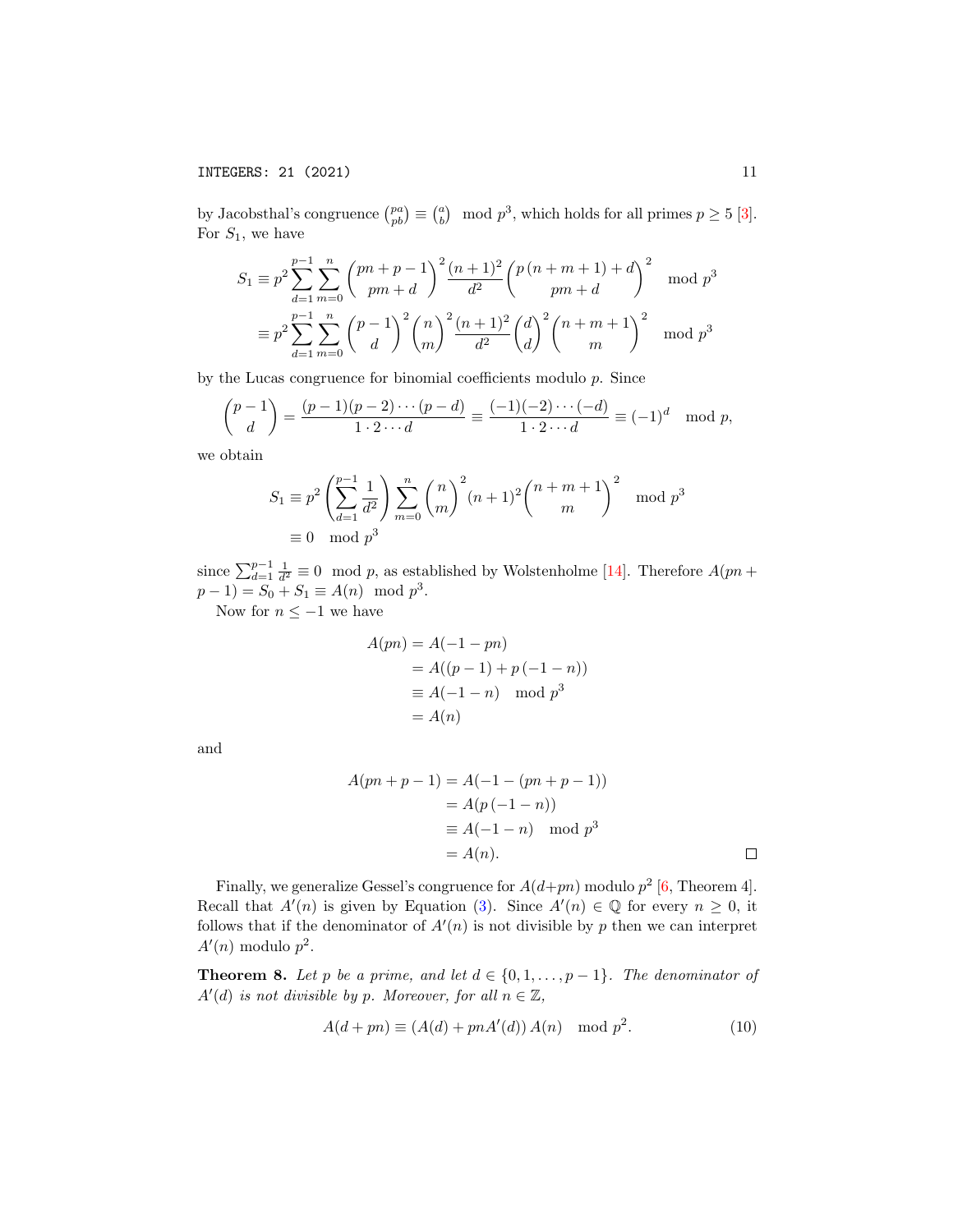by Jacobsthal's congruence $\binom{pa}{pb} \equiv \binom{a}{b} \mod p^3$, which holds for all primes $p \geq 5$ [3]. For $S_1$, we have

$$
\begin{aligned}
S_1 &\equiv p^2 \sum_{d=1}^{p-1} \sum_{m=0}^{n} \binom{pn+p-1}{pm+d}^2 \frac{(n+1)^2}{d^2} \binom{p\,(n+m+1)+d}{pm+d}^2 \mod p^3 \\
&\equiv p^2 \sum_{d=1}^{p-1} \sum_{m=0}^{n} \binom{p-1}{d}^2 \binom{n}{m}^2 \frac{(n+1)^2}{d^2} \binom{d}{d}^2 \binom{n+m+1}{m}^2 \mod p^3
\end{aligned}
$$

by the Lucas congruence for binomial coefficients modulo $p$. Since

$$
\binom{p-1}{d} = \frac{(p-1)(p-2)\cdots(p-d)}{1 \cdot 2 \cdots d} \equiv \frac{(-1)(-2)\cdots(-d)}{1 \cdot 2 \cdots d} \equiv (-1)^d \mod p,
$$

we obtain

$$
\begin{aligned}
S_1 &\equiv p^2 \left( \sum_{d=1}^{p-1} \frac{1}{d^2} \right) \sum_{m=0}^{n} \binom{n}{m}^2 (n+1)^2 \binom{n+m+1}{m}^2 \mod p^3 \\
&\equiv 0 \mod p^3
\end{aligned}
$$

since $\sum_{d=1}^{p-1} \frac{1}{d^2} \equiv 0 \mod p$, as established by Wolstenholme [14]. Therefore $A(pn + p - 1) = S_0 + S_1 \equiv A(n) \mod p^3$.

Now for $n \leq -1$ we have

$$
\begin{aligned}
A(pn) &= A(-1-pn) \\
&= A((p-1) + p\,(-1-n)) \\
&\equiv A(-1-n) \mod p^3 \\
&= A(n)
\end{aligned}
$$

and

$$
\begin{aligned}
A(pn+p-1) &= A(-1-(pn+p-1)) \\
&= A(p\,(-1-n)) \\
&\equiv A(-1-n) \mod p^3 \\
&= A(n).
\end{aligned}
$$

□

Finally, we generalize Gessel's congruence for $A(d+pn)$ modulo $p^2$ [6, Theorem 4]. Recall that $A'(n)$ is given by Equation (3). Since $A'(n) \in \mathbb{Q}$ for every $n \geq 0$, it follows that if the denominator of $A'(n)$ is not divisible by $p$ then we can interpret $A'(n)$ modulo $p^2$.

**Theorem 8.** *Let $p$ be a prime, and let $d \in \{0, 1, \ldots, p-1\}$. The denominator of $A'(d)$ is not divisible by $p$. Moreover, for all $n \in \mathbb{Z}$,*

$$
A(d+pn) \equiv (A(d) + pnA'(d))\, A(n) \mod p^2. \tag{10}
$$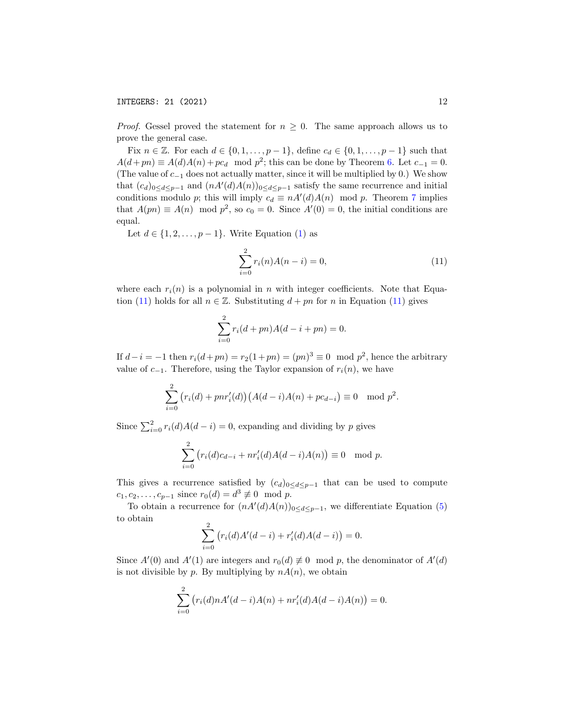*Proof.* Gessel proved the statement for $n \geq 0$. The same approach allows us to prove the general case.

Fix $n \in \mathbb{Z}$. For each $d \in \{0, 1, \ldots, p-1\}$, define $c_d \in \{0, 1, \ldots, p-1\}$ such that $A(d+pn) \equiv A(d)A(n) + pc_d \mod p^2$; this can be done by Theorem 6. Let $c_{-1} = 0$. (The value of $c_{-1}$ does not actually matter, since it will be multiplied by 0.) We show that $(c_d)_{0 \leq d \leq p-1}$ and $(nA'(d)A(n))_{0 \leq d \leq p-1}$ satisfy the same recurrence and initial conditions modulo $p$; this will imply $c_d \equiv nA'(d)A(n) \mod p$. Theorem 7 implies that $A(pn) \equiv A(n) \mod p^2$, so $c_0 = 0$. Since $A'(0) = 0$, the initial conditions are equal.

Let $d \in \{1, 2, \ldots, p-1\}$. Write Equation (1) as

$$\sum_{i=0}^{2} r_i(n)A(n-i) = 0, \tag{11}$$

where each $r_i(n)$ is a polynomial in $n$ with integer coefficients. Note that Equation (11) holds for all $n \in \mathbb{Z}$. Substituting $d + pn$ for $n$ in Equation (11) gives

$$\sum_{i=0}^{2} r_i(d+pn)A(d-i+pn) = 0.$$

If $d - i = -1$ then $r_i(d+pn) = r_2(1+pn) = (pn)^3 \equiv 0 \mod p^2$, hence the arbitrary value of $c_{-1}$. Therefore, using the Taylor expansion of $r_i(n)$, we have

$$\sum_{i=0}^{2} \big(r_i(d) + pnr_i'(d)\big)\big(A(d-i)A(n) + pc_{d-i}\big) \equiv 0 \mod p^2.$$

Since $\sum_{i=0}^{2} r_i(d)A(d-i) = 0$, expanding and dividing by $p$ gives

$$\sum_{i=0}^{2} \big(r_i(d)c_{d-i} + nr_i'(d)A(d-i)A(n)\big) \equiv 0 \mod p.$$

This gives a recurrence satisfied by $(c_d)_{0 \leq d \leq p-1}$ that can be used to compute $c_1, c_2, \ldots, c_{p-1}$ since $r_0(d) = d^3 \not\equiv 0 \mod p$.

To obtain a recurrence for $(nA'(d)A(n))_{0 \leq d \leq p-1}$, we differentiate Equation (5) to obtain

$$\sum_{i=0}^{2} \big(r_i(d)A'(d-i) + r_i'(d)A(d-i)\big) = 0.$$

Since $A'(0)$ and $A'(1)$ are integers and $r_0(d) \not\equiv 0 \mod p$, the denominator of $A'(d)$ is not divisible by $p$. By multiplying by $nA(n)$, we obtain

$$\sum_{i=0}^{2} \big(r_i(d)nA'(d-i)A(n) + nr_i'(d)A(d-i)A(n)\big) = 0.$$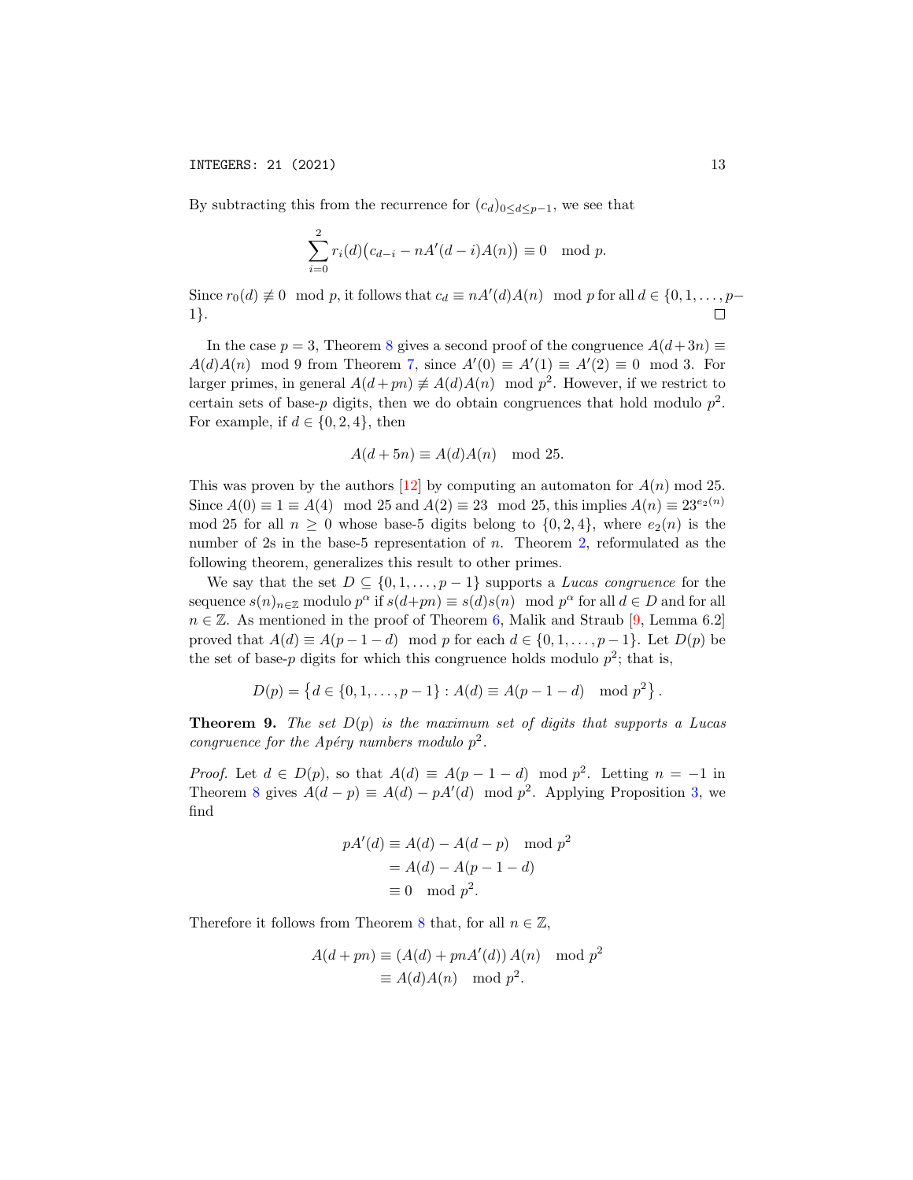By subtracting this from the recurrence for $(c_d)_{0 \le d \le p-1}$, we see that

$$\sum_{i=0}^{2} r_i(d)\big(c_{d-i} - nA'(d-i)A(n)\big) \equiv 0 \mod p.$$

Since $r_0(d) \not\equiv 0 \mod p$, it follows that $c_d \equiv nA'(d)A(n) \mod p$ for all $d \in \{0, 1, \ldots, p-1\}$. □

In the case $p = 3$, Theorem 8 gives a second proof of the congruence $A(d+3n) \equiv A(d)A(n) \mod 9$ from Theorem 7, since $A'(0) \equiv A'(1) \equiv A'(2) \equiv 0 \mod 3$. For larger primes, in general $A(d+pn) \not\equiv A(d)A(n) \mod p^2$. However, if we restrict to certain sets of base-$p$ digits, then we do obtain congruences that hold modulo $p^2$. For example, if $d \in \{0, 2, 4\}$, then

$$A(d + 5n) \equiv A(d)A(n) \mod 25.$$

This was proven by the authors [12] by computing an automaton for $A(n)$ mod 25. Since $A(0) \equiv 1 \equiv A(4) \mod 25$ and $A(2) \equiv 23 \mod 25$, this implies $A(n) \equiv 23^{e_2(n)}$ mod 25 for all $n \ge 0$ whose base-5 digits belong to $\{0, 2, 4\}$, where $e_2(n)$ is the number of 2s in the base-5 representation of $n$. Theorem 2, reformulated as the following theorem, generalizes this result to other primes.

We say that the set $D \subseteq \{0, 1, \ldots, p-1\}$ supports a *Lucas congruence* for the sequence $s(n)_{n\in\mathbb{Z}}$ modulo $p^\alpha$ if $s(d+pn) \equiv s(d)s(n) \mod p^\alpha$ for all $d \in D$ and for all $n \in \mathbb{Z}$. As mentioned in the proof of Theorem 6, Malik and Straub [9, Lemma 6.2] proved that $A(d) \equiv A(p-1-d) \mod p$ for each $d \in \{0, 1, \ldots, p-1\}$. Let $D(p)$ be the set of base-$p$ digits for which this congruence holds modulo $p^2$; that is,

$$D(p) = \left\{d \in \{0, 1, \ldots, p-1\} : A(d) \equiv A(p-1-d) \mod p^2\right\}.$$

**Theorem 9.** *The set $D(p)$ is the maximum set of digits that supports a Lucas congruence for the Apéry numbers modulo $p^2$.*

*Proof.* Let $d \in D(p)$, so that $A(d) \equiv A(p-1-d) \mod p^2$. Letting $n = -1$ in Theorem 8 gives $A(d-p) \equiv A(d) - pA'(d) \mod p^2$. Applying Proposition 3, we find

$$\begin{aligned}
pA'(d) &\equiv A(d) - A(d-p) \mod p^2 \\
&= A(d) - A(p-1-d) \\
&\equiv 0 \mod p^2.
\end{aligned}$$

Therefore it follows from Theorem 8 that, for all $n \in \mathbb{Z}$,

$$\begin{aligned}
A(d+pn) &\equiv (A(d) + pnA'(d))\, A(n) \mod p^2 \\
&\equiv A(d)A(n) \mod p^2.
\end{aligned}$$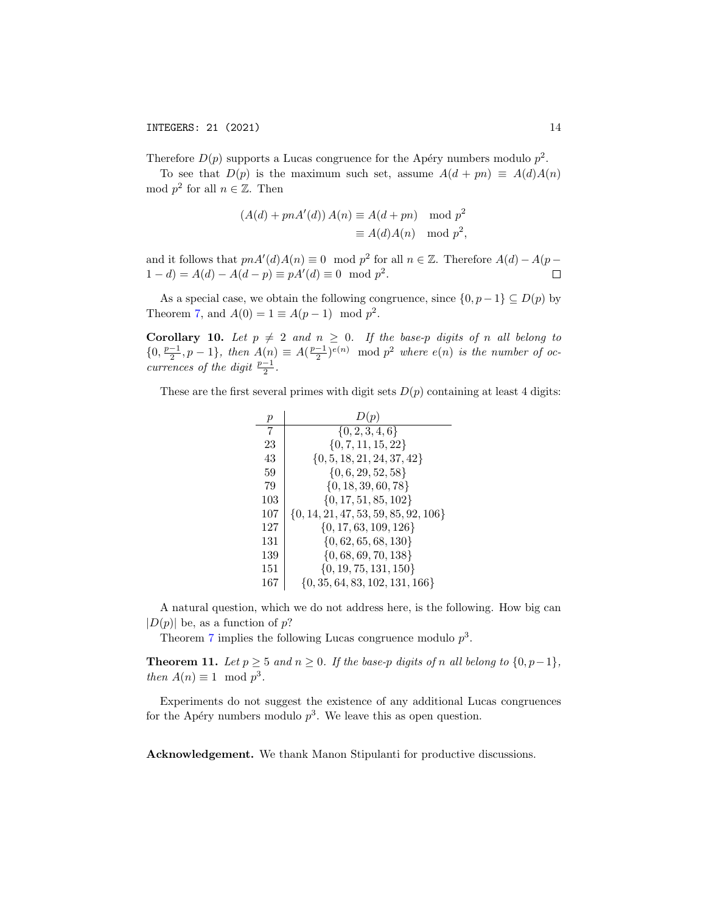Therefore $D(p)$ supports a Lucas congruence for the Apéry numbers modulo $p^2$.

To see that $D(p)$ is the maximum such set, assume $A(d + pn) \equiv A(d)A(n) \mod p^2$ for all $n \in \mathbb{Z}$. Then

$$
\begin{aligned}
(A(d) + pnA'(d))\, A(n) &\equiv A(d + pn) \mod p^2 \\
&\equiv A(d)A(n) \mod p^2,
\end{aligned}
$$

and it follows that $pnA'(d)A(n) \equiv 0 \mod p^2$ for all $n \in \mathbb{Z}$. Therefore $A(d) - A(p - 1 - d) = A(d) - A(d - p) \equiv pA'(d) \equiv 0 \mod p^2$. □

As a special case, we obtain the following congruence, since $\{0, p-1\} \subseteq D(p)$ by Theorem 7, and $A(0) = 1 \equiv A(p - 1) \mod p^2$.

**Corollary 10.** *Let $p \neq 2$ and $n \geq 0$. If the base-$p$ digits of $n$ all belong to $\{0, \frac{p-1}{2}, p-1\}$, then $A(n) \equiv A(\frac{p-1}{2})^{e(n)} \mod p^2$ where $e(n)$ is the number of occurrences of the digit $\frac{p-1}{2}$.*

These are the first several primes with digit sets $D(p)$ containing at least 4 digits:

| $p$ | $D(p)$ |
|---|---|
| 7 | $\{0, 2, 3, 4, 6\}$ |
| 23 | $\{0, 7, 11, 15, 22\}$ |
| 43 | $\{0, 5, 18, 21, 24, 37, 42\}$ |
| 59 | $\{0, 6, 29, 52, 58\}$ |
| 79 | $\{0, 18, 39, 60, 78\}$ |
| 103 | $\{0, 17, 51, 85, 102\}$ |
| 107 | $\{0, 14, 21, 47, 53, 59, 85, 92, 106\}$ |
| 127 | $\{0, 17, 63, 109, 126\}$ |
| 131 | $\{0, 62, 65, 68, 130\}$ |
| 139 | $\{0, 68, 69, 70, 138\}$ |
| 151 | $\{0, 19, 75, 131, 150\}$ |
| 167 | $\{0, 35, 64, 83, 102, 131, 166\}$ |

A natural question, which we do not address here, is the following. How big can $|D(p)|$ be, as a function of $p$?

Theorem 7 implies the following Lucas congruence modulo $p^3$.

**Theorem 11.** *Let $p \geq 5$ and $n \geq 0$. If the base-$p$ digits of $n$ all belong to $\{0, p-1\}$, then $A(n) \equiv 1 \mod p^3$.*

Experiments do not suggest the existence of any additional Lucas congruences for the Apéry numbers modulo $p^3$. We leave this as open question.

**Acknowledgement.** We thank Manon Stipulanti for productive discussions.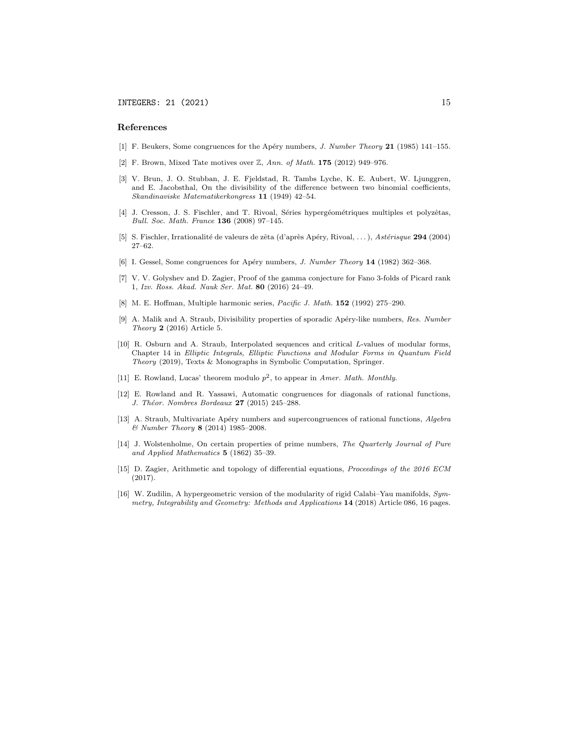## References

[1] F. Beukers, Some congruences for the Apéry numbers, *J. Number Theory* **21** (1985) 141–155.

[2] F. Brown, Mixed Tate motives over $\mathbb{Z}$, *Ann. of Math.* **175** (2012) 949–976.

[3] V. Brun, J. O. Stubban, J. E. Fjeldstad, R. Tambs Lyche, K. E. Aubert, W. Ljunggren, and E. Jacobsthal, On the divisibility of the difference between two binomial coefficients, *Skandinaviske Matematikerkongress* **11** (1949) 42–54.

[4] J. Cresson, J. S. Fischler, and T. Rivoal, Séries hypergéométriques multiples et polyzêtas, *Bull. Soc. Math. France* **136** (2008) 97–145.

[5] S. Fischler, Irrationalité de valeurs de zêta (d'après Apéry, Rivoal, ...), *Astérisque* **294** (2004) 27–62.

[6] I. Gessel, Some congruences for Apéry numbers, *J. Number Theory* **14** (1982) 362–368.

[7] V. V. Golyshev and D. Zagier, Proof of the gamma conjecture for Fano 3-folds of Picard rank 1, *Izv. Ross. Akad. Nauk Ser. Mat.* **80** (2016) 24–49.

[8] M. E. Hoffman, Multiple harmonic series, *Pacific J. Math.* **152** (1992) 275–290.

[9] A. Malik and A. Straub, Divisibility properties of sporadic Apéry-like numbers, *Res. Number Theory* **2** (2016) Article 5.

[10] R. Osburn and A. Straub, Interpolated sequences and critical $L$-values of modular forms, Chapter 14 in *Elliptic Integrals, Elliptic Functions and Modular Forms in Quantum Field Theory* (2019), Texts & Monographs in Symbolic Computation, Springer.

[11] E. Rowland, Lucas' theorem modulo $p^2$, to appear in *Amer. Math. Monthly*.

[12] E. Rowland and R. Yassawi, Automatic congruences for diagonals of rational functions, *J. Théor. Nombres Bordeaux* **27** (2015) 245–288.

[13] A. Straub, Multivariate Apéry numbers and supercongruences of rational functions, *Algebra & Number Theory* **8** (2014) 1985–2008.

[14] J. Wolstenholme, On certain properties of prime numbers, *The Quarterly Journal of Pure and Applied Mathematics* **5** (1862) 35–39.

[15] D. Zagier, Arithmetic and topology of differential equations, *Proceedings of the 2016 ECM* (2017).

[16] W. Zudilin, A hypergeometric version of the modularity of rigid Calabi–Yau manifolds, *Symmetry, Integrability and Geometry: Methods and Applications* **14** (2018) Article 086, 16 pages.